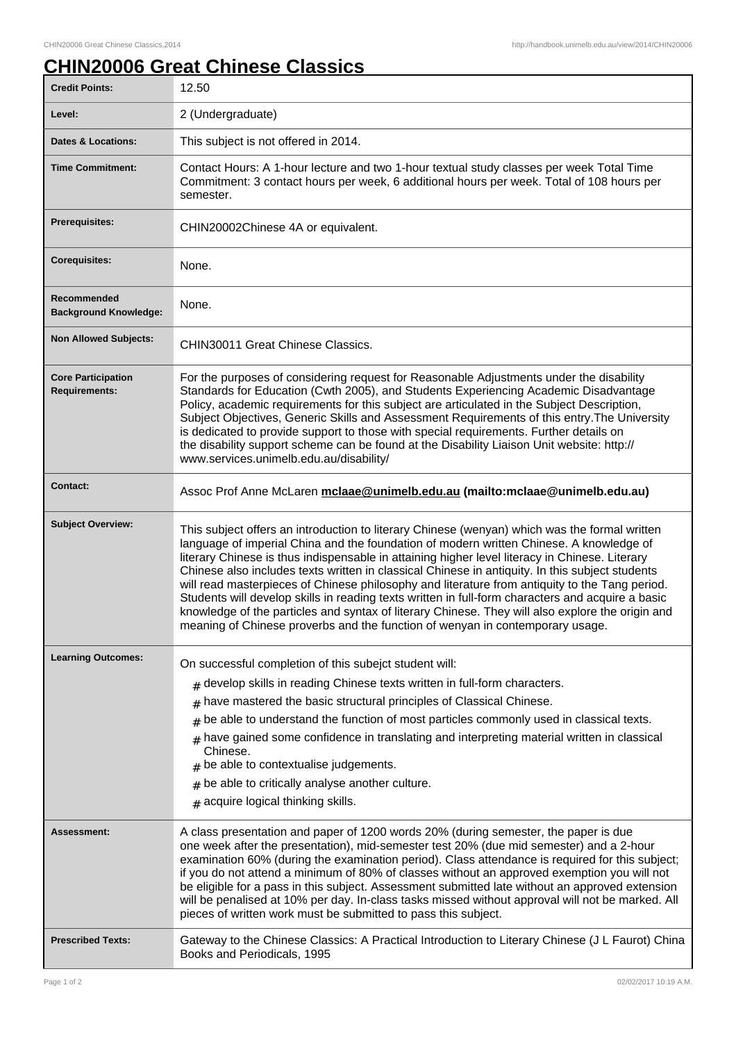# CHIN20006 Great Chinese Classics

| | |
|---|---|
| **Credit Points:** | 12.50 |
| **Level:** | 2 (Undergraduate) |
| **Dates & Locations:** | This subject is not offered in 2014. |
| **Time Commitment:** | Contact Hours: A 1-hour lecture and two 1-hour textual study classes per week Total Time Commitment: 3 contact hours per week, 6 additional hours per week. Total of 108 hours per semester. |
| **Prerequisites:** | CHIN20002Chinese 4A or equivalent. |
| **Corequisites:** | None. |
| **Recommended Background Knowledge:** | None. |
| **Non Allowed Subjects:** | CHIN30011 Great Chinese Classics. |
| **Core Participation Requirements:** | For the purposes of considering request for Reasonable Adjustments under the disability Standards for Education (Cwth 2005), and Students Experiencing Academic Disadvantage Policy, academic requirements for this subject are articulated in the Subject Description, Subject Objectives, Generic Skills and Assessment Requirements of this entry.The University is dedicated to provide support to those with special requirements. Further details on the disability support scheme can be found at the Disability Liaison Unit website: http://www.services.unimelb.edu.au/disability/ |
| **Contact:** | Assoc Prof Anne McLaren **mclaae@unimelb.edu.au (mailto:mclaae@unimelb.edu.au)** |
| **Subject Overview:** | This subject offers an introduction to literary Chinese (wenyan) which was the formal written language of imperial China and the foundation of modern written Chinese. A knowledge of literary Chinese is thus indispensable in attaining higher level literacy in Chinese. Literary Chinese also includes texts written in classical Chinese in antiquity. In this subject students will read masterpieces of Chinese philosophy and literature from antiquity to the Tang period. Students will develop skills in reading texts written in full-form characters and acquire a basic knowledge of the particles and syntax of literary Chinese. They will also explore the origin and meaning of Chinese proverbs and the function of wenyan in contemporary usage. |
| **Learning Outcomes:** | On successful completion of this subejct student will:<br># develop skills in reading Chinese texts written in full-form characters.<br># have mastered the basic structural principles of Classical Chinese.<br># be able to understand the function of most particles commonly used in classical texts.<br># have gained some confidence in translating and interpreting material written in classical Chinese.<br># be able to contextualise judgements.<br># be able to critically analyse another culture.<br># acquire logical thinking skills. |
| **Assessment:** | A class presentation and paper of 1200 words 20% (during semester, the paper is due one week after the presentation), mid-semester test 20% (due mid semester) and a 2-hour examination 60% (during the examination period). Class attendance is required for this subject; if you do not attend a minimum of 80% of classes without an approved exemption you will not be eligible for a pass in this subject. Assessment submitted late without an approved extension will be penalised at 10% per day. In-class tasks missed without approval will not be marked. All pieces of written work must be submitted to pass this subject. |
| **Prescribed Texts:** | Gateway to the Chinese Classics: A Practical Introduction to Literary Chinese (J L Faurot) China Books and Periodicals, 1995 |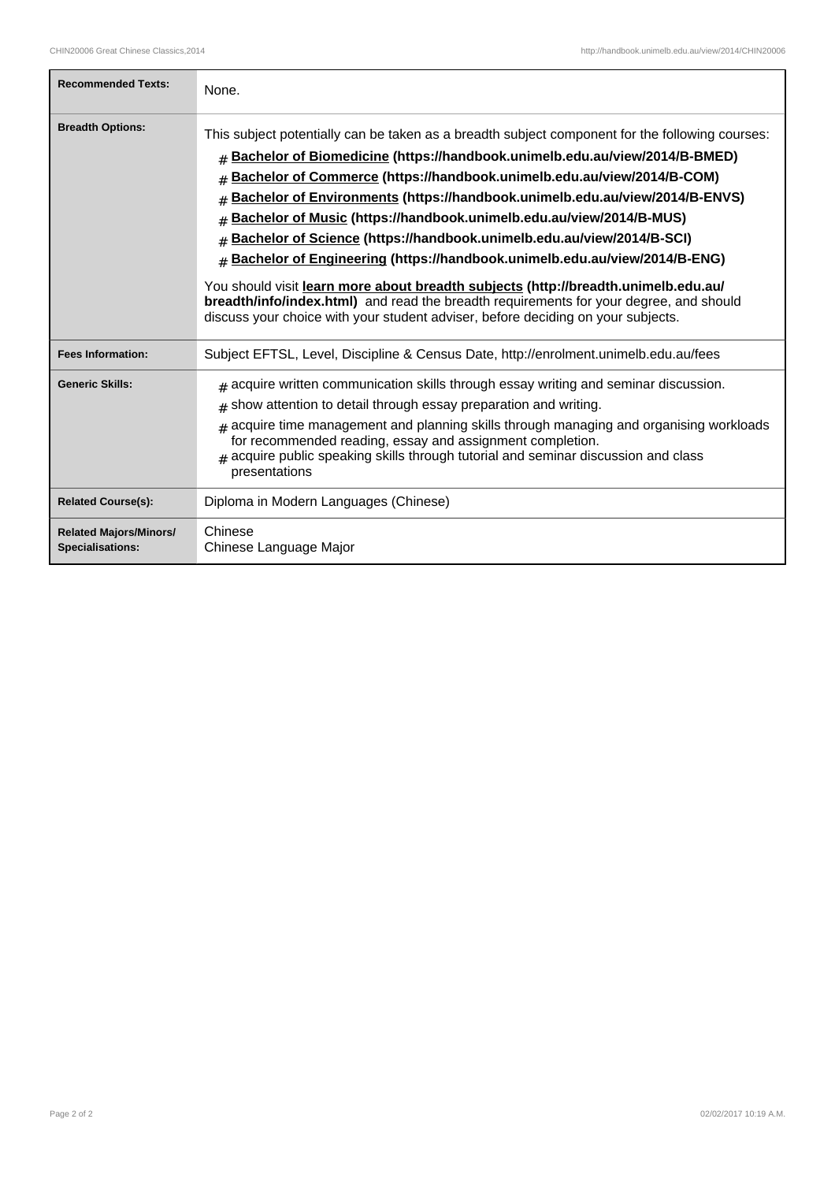| | |
|---|---|
| **Recommended Texts:** | None. |
| **Breadth Options:** | This subject potentially can be taken as a breadth subject component for the following courses:<br># **Bachelor of Biomedicine (https://handbook.unimelb.edu.au/view/2014/B-BMED)**<br># **Bachelor of Commerce (https://handbook.unimelb.edu.au/view/2014/B-COM)**<br># **Bachelor of Environments (https://handbook.unimelb.edu.au/view/2014/B-ENVS)**<br># **Bachelor of Music (https://handbook.unimelb.edu.au/view/2014/B-MUS)**<br># **Bachelor of Science (https://handbook.unimelb.edu.au/view/2014/B-SCI)**<br># **Bachelor of Engineering (https://handbook.unimelb.edu.au/view/2014/B-ENG)**<br>You should visit **learn more about breadth subjects (http://breadth.unimelb.edu.au/breadth/info/index.html)** and read the breadth requirements for your degree, and should discuss your choice with your student adviser, before deciding on your subjects. |
| **Fees Information:** | Subject EFTSL, Level, Discipline & Census Date, http://enrolment.unimelb.edu.au/fees |
| **Generic Skills:** | # acquire written communication skills through essay writing and seminar discussion.<br># show attention to detail through essay preparation and writing.<br># acquire time management and planning skills through managing and organising workloads for recommended reading, essay and assignment completion.<br># acquire public speaking skills through tutorial and seminar discussion and class presentations |
| **Related Course(s):** | Diploma in Modern Languages (Chinese) |
| **Related Majors/Minors/ Specialisations:** | Chinese<br>Chinese Language Major |